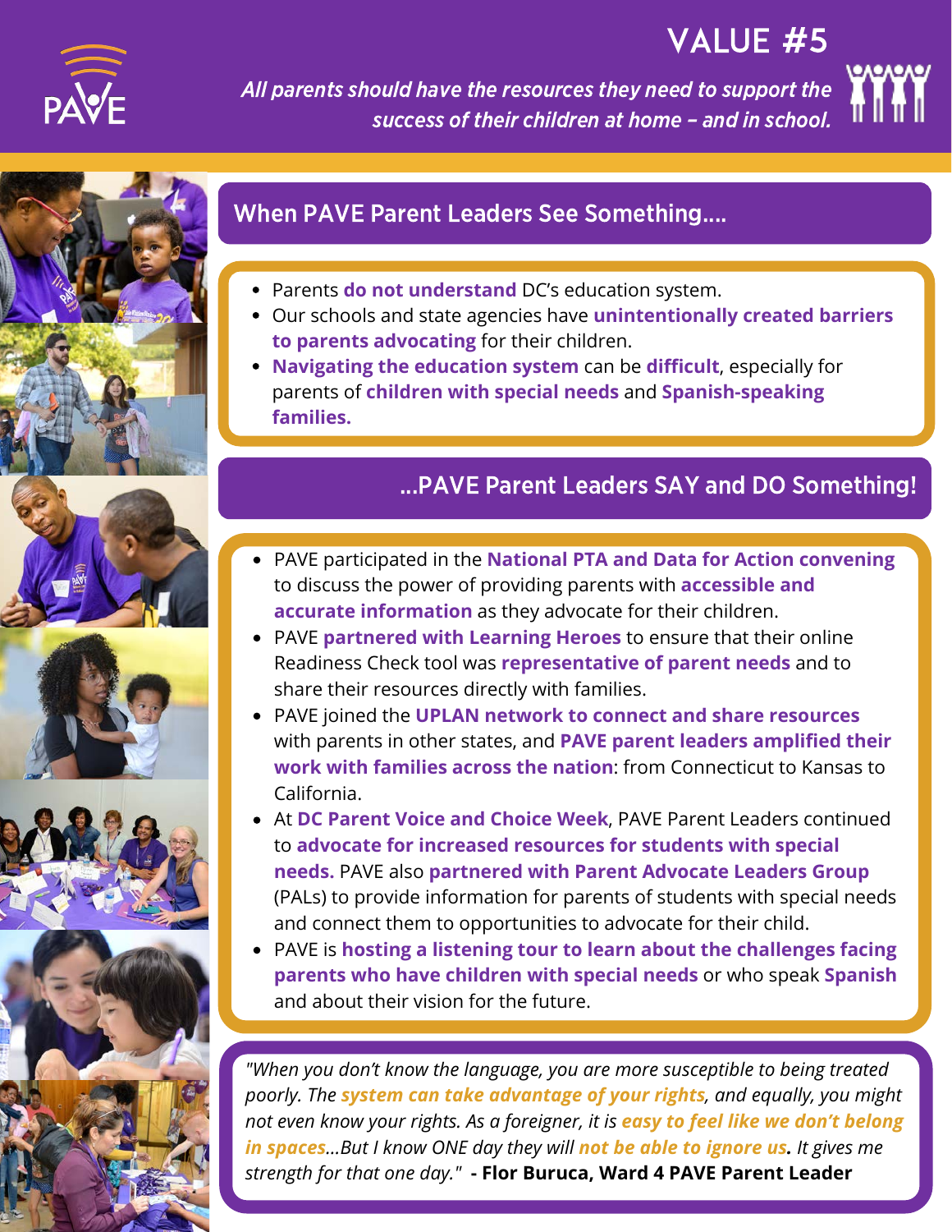PAVE

# VALUE #5

*All parents should have the resources they need to support the success of their children at home – and in school.*

## When PAVE Parent Leaders See Something....

- Parents **do not understand** DC's education system.
- Our schools and state agencies have **unintentionally created barriers to parents advocating** for their children.
- **Navigating the education system** can be **difficult**, especially for parents of **children with special needs** and **Spanish-speaking families.**

## ...PAVE Parent Leaders SAY and DO Something!

- PAVE participated in the **National PTA and Data for Action convening** to discuss the power of providing parents with **accessible and accurate information** as they advocate for their children.
- PAVE **partnered with Learning Heroes** to ensure that their online Readiness Check tool was **representative of parent needs** and to share their resources directly with families.
- PAVE joined the **UPLAN network to connect and share resources** with parents in other states, and **PAVE parent leaders amplified their work with families across the nation**: from Connecticut to Kansas to California.
- At **DC Parent Voice and Choice Week**, PAVE Parent Leaders continued to **advocate for increased resources for students with special needs.** PAVE also **partnered with Parent Advocate Leaders Group** (PALs) to provide information for parents of students with special needs and connect them to opportunities to advocate for their child.
- PAVE is **hosting a listening tour to learn about the challenges facing parents who have children with special needs** or who speak **Spanish** and about their vision for the future.

*"When you don't know the language, you are more susceptible to being treated poorly. The **system can take advantage of your rights**, and equally, you might not even know your rights. As a foreigner, it is **easy to feel like we don't belong in spaces**...But I know ONE day they will **not be able to ignore us**. It gives me strength for that one day."* **- Flor Buruca, Ward 4 PAVE Parent Leader**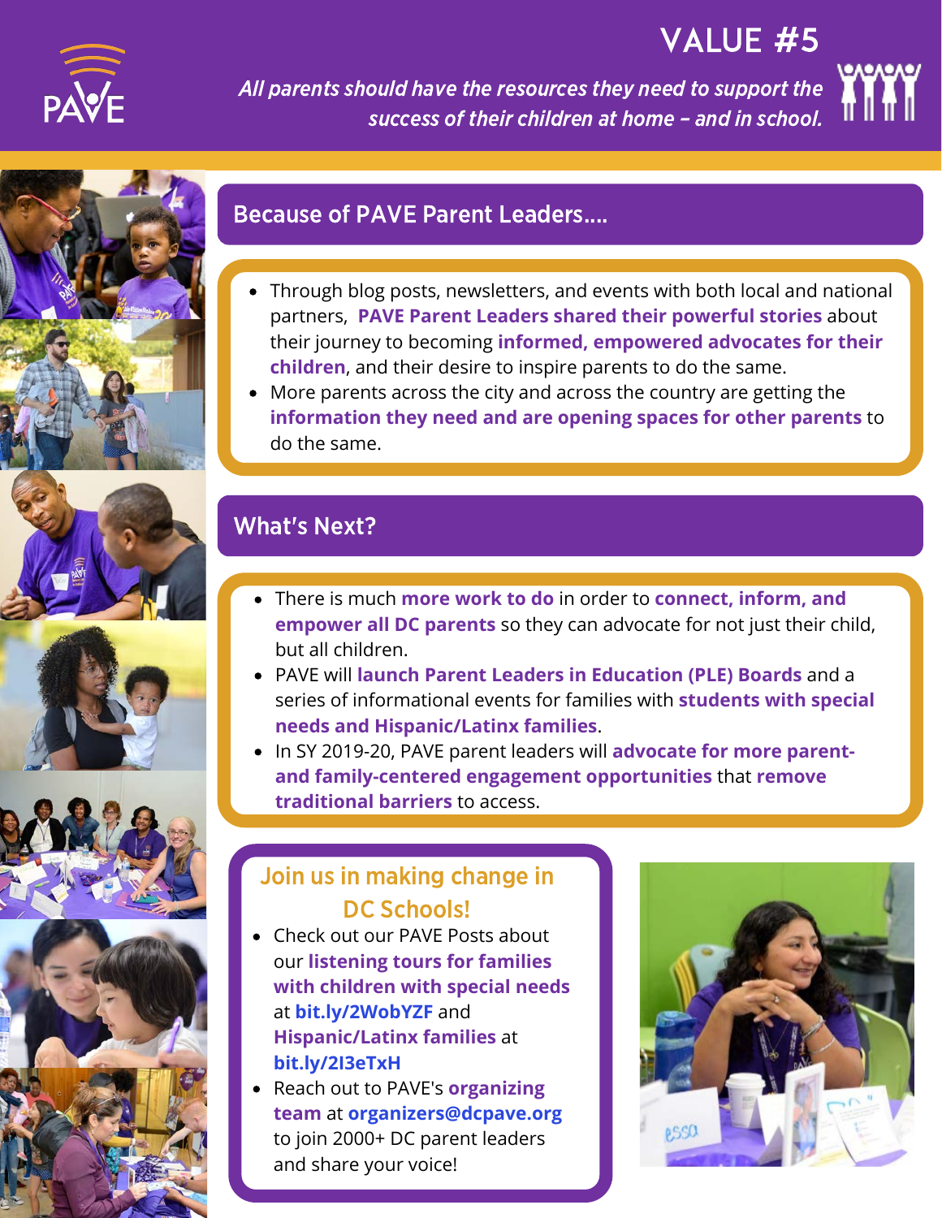# VALUE #5

*All parents should have the resources they need to support the success of their children at home – and in school.*

## Because of PAVE Parent Leaders....

- Through blog posts, newsletters, and events with both local and national partners, **PAVE Parent Leaders shared their powerful stories** about their journey to becoming **informed, empowered advocates for their children**, and their desire to inspire parents to do the same.
- More parents across the city and across the country are getting the **information they need and are opening spaces for other parents** to do the same.

## What's Next?

- There is much **more work to do** in order to **connect, inform, and empower all DC parents** so they can advocate for not just their child, but all children.
- PAVE will **launch Parent Leaders in Education (PLE) Boards** and a series of informational events for families with **students with special needs and Hispanic/Latinx families**.
- In SY 2019-20, PAVE parent leaders will **advocate for more parent- and family-centered engagement opportunities** that **remove traditional barriers** to access.

## Join us in making change in DC Schools!

- Check out our PAVE Posts about our **listening tours for families with children with special needs** at **bit.ly/2WobYZF** and **Hispanic/Latinx families** at **bit.ly/2I3eTxH**
- Reach out to PAVE's **organizing team** at **organizers@dcpave.org** to join 2000+ DC parent leaders and share your voice!